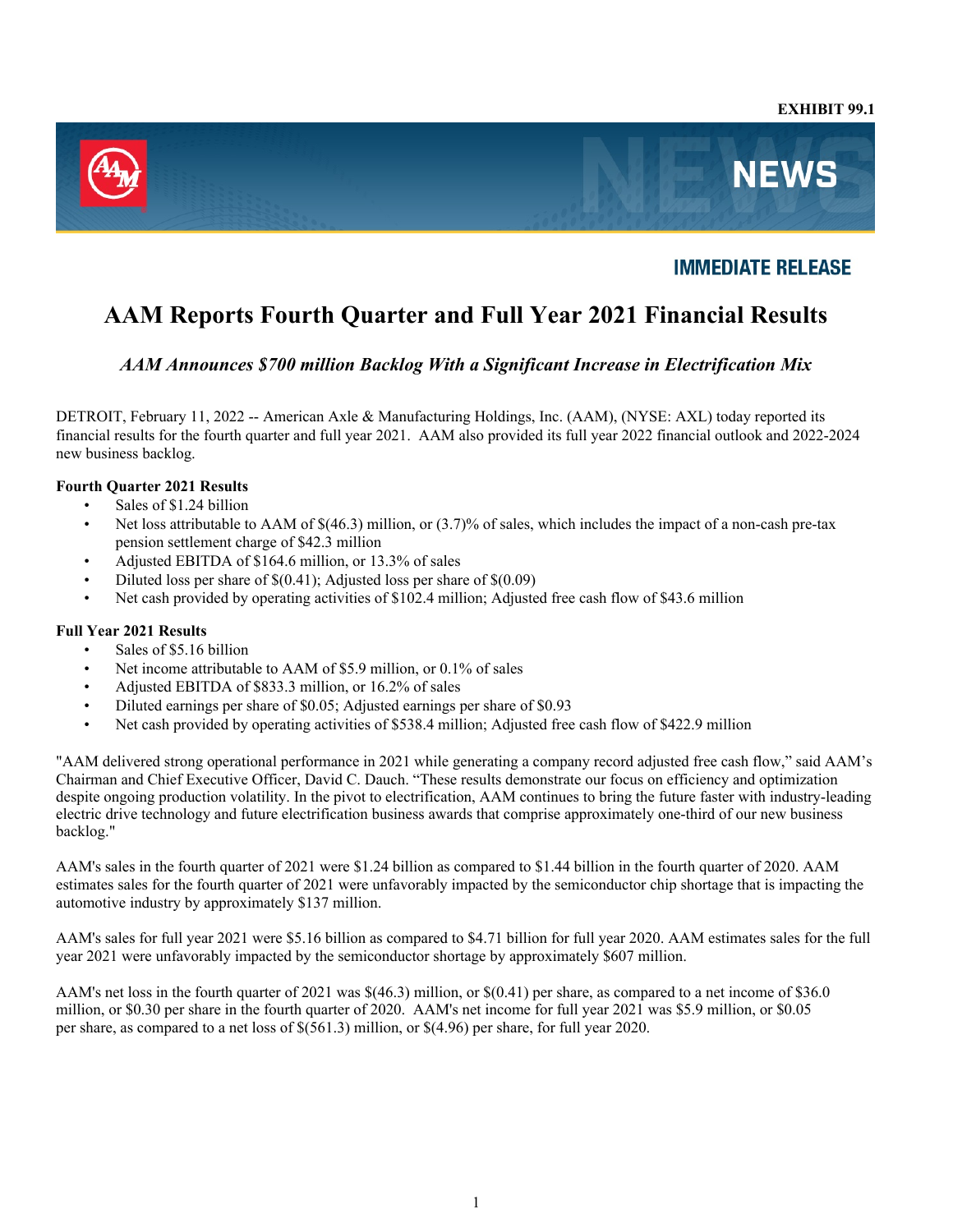EXHIBIT 99.1

NEWS

IMMEDIATE RELEASE

# AAM Reports Fourth Quarter and Full Year 2021 Financial Results

*AAM Announces $700 million Backlog With a Significant Increase in Electrification Mix*

DETROIT, February 11, 2022 -- American Axle & Manufacturing Holdings, Inc. (AAM), (NYSE: AXL) today reported its financial results for the fourth quarter and full year 2021. AAM also provided its full year 2022 financial outlook and 2022-2024 new business backlog.

**Fourth Quarter 2021 Results**

- Sales of $1.24 billion
- Net loss attributable to AAM of $(46.3) million, or (3.7)% of sales, which includes the impact of a non-cash pre-tax pension settlement charge of $42.3 million
- Adjusted EBITDA of $164.6 million, or 13.3% of sales
- Diluted loss per share of $(0.41); Adjusted loss per share of $(0.09)
- Net cash provided by operating activities of $102.4 million; Adjusted free cash flow of $43.6 million

**Full Year 2021 Results**

- Sales of $5.16 billion
- Net income attributable to AAM of $5.9 million, or 0.1% of sales
- Adjusted EBITDA of $833.3 million, or 16.2% of sales
- Diluted earnings per share of $0.05; Adjusted earnings per share of $0.93
- Net cash provided by operating activities of $538.4 million; Adjusted free cash flow of $422.9 million

"AAM delivered strong operational performance in 2021 while generating a company record adjusted free cash flow," said AAM's Chairman and Chief Executive Officer, David C. Dauch. "These results demonstrate our focus on efficiency and optimization despite ongoing production volatility. In the pivot to electrification, AAM continues to bring the future faster with industry-leading electric drive technology and future electrification business awards that comprise approximately one-third of our new business backlog."

AAM's sales in the fourth quarter of 2021 were $1.24 billion as compared to $1.44 billion in the fourth quarter of 2020. AAM estimates sales for the fourth quarter of 2021 were unfavorably impacted by the semiconductor chip shortage that is impacting the automotive industry by approximately $137 million.

AAM's sales for full year 2021 were $5.16 billion as compared to $4.71 billion for full year 2020. AAM estimates sales for the full year 2021 were unfavorably impacted by the semiconductor shortage by approximately $607 million.

AAM's net loss in the fourth quarter of 2021 was $(46.3) million, or $(0.41) per share, as compared to a net income of $36.0 million, or $0.30 per share in the fourth quarter of 2020. AAM's net income for full year 2021 was $5.9 million, or $0.05 per share, as compared to a net loss of $(561.3) million, or $(4.96) per share, for full year 2020.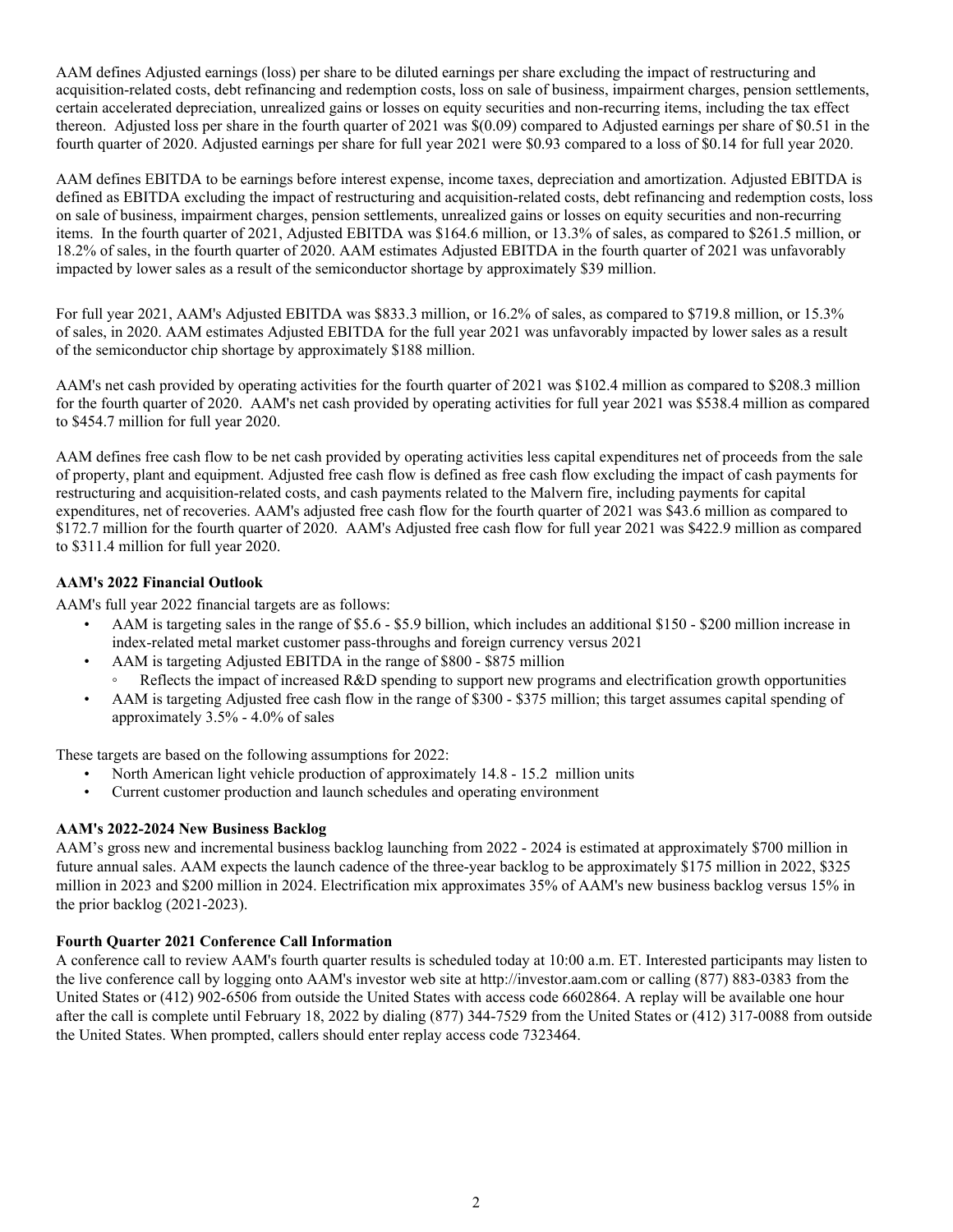AAM defines Adjusted earnings (loss) per share to be diluted earnings per share excluding the impact of restructuring and acquisition-related costs, debt refinancing and redemption costs, loss on sale of business, impairment charges, pension settlements, certain accelerated depreciation, unrealized gains or losses on equity securities and non-recurring items, including the tax effect thereon. Adjusted loss per share in the fourth quarter of 2021 was $(0.09) compared to Adjusted earnings per share of $0.51 in the fourth quarter of 2020. Adjusted earnings per share for full year 2021 were $0.93 compared to a loss of $0.14 for full year 2020.

AAM defines EBITDA to be earnings before interest expense, income taxes, depreciation and amortization. Adjusted EBITDA is defined as EBITDA excluding the impact of restructuring and acquisition-related costs, debt refinancing and redemption costs, loss on sale of business, impairment charges, pension settlements, unrealized gains or losses on equity securities and non-recurring items. In the fourth quarter of 2021, Adjusted EBITDA was $164.6 million, or 13.3% of sales, as compared to $261.5 million, or 18.2% of sales, in the fourth quarter of 2020. AAM estimates Adjusted EBITDA in the fourth quarter of 2021 was unfavorably impacted by lower sales as a result of the semiconductor shortage by approximately $39 million.

For full year 2021, AAM's Adjusted EBITDA was $833.3 million, or 16.2% of sales, as compared to $719.8 million, or 15.3% of sales, in 2020. AAM estimates Adjusted EBITDA for the full year 2021 was unfavorably impacted by lower sales as a result of the semiconductor chip shortage by approximately $188 million.

AAM's net cash provided by operating activities for the fourth quarter of 2021 was $102.4 million as compared to $208.3 million for the fourth quarter of 2020. AAM's net cash provided by operating activities for full year 2021 was $538.4 million as compared to $454.7 million for full year 2020.

AAM defines free cash flow to be net cash provided by operating activities less capital expenditures net of proceeds from the sale of property, plant and equipment. Adjusted free cash flow is defined as free cash flow excluding the impact of cash payments for restructuring and acquisition-related costs, and cash payments related to the Malvern fire, including payments for capital expenditures, net of recoveries. AAM's adjusted free cash flow for the fourth quarter of 2021 was $43.6 million as compared to $172.7 million for the fourth quarter of 2020. AAM's Adjusted free cash flow for full year 2021 was $422.9 million as compared to $311.4 million for full year 2020.

**AAM's 2022 Financial Outlook**

AAM's full year 2022 financial targets are as follows:

- AAM is targeting sales in the range of $5.6 - $5.9 billion, which includes an additional $150 - $200 million increase in index-related metal market customer pass-throughs and foreign currency versus 2021
- AAM is targeting Adjusted EBITDA in the range of $800 - $875 million
    - Reflects the impact of increased R&D spending to support new programs and electrification growth opportunities
- AAM is targeting Adjusted free cash flow in the range of $300 - $375 million; this target assumes capital spending of approximately 3.5% - 4.0% of sales

These targets are based on the following assumptions for 2022:

- North American light vehicle production of approximately 14.8 - 15.2 million units
- Current customer production and launch schedules and operating environment

**AAM's 2022-2024 New Business Backlog**

AAM's gross new and incremental business backlog launching from 2022 - 2024 is estimated at approximately $700 million in future annual sales. AAM expects the launch cadence of the three-year backlog to be approximately $175 million in 2022, $325 million in 2023 and $200 million in 2024. Electrification mix approximates 35% of AAM's new business backlog versus 15% in the prior backlog (2021-2023).

**Fourth Quarter 2021 Conference Call Information**

A conference call to review AAM's fourth quarter results is scheduled today at 10:00 a.m. ET. Interested participants may listen to the live conference call by logging onto AAM's investor web site at http://investor.aam.com or calling (877) 883-0383 from the United States or (412) 902-6506 from outside the United States with access code 6602864. A replay will be available one hour after the call is complete until February 18, 2022 by dialing (877) 344-7529 from the United States or (412) 317-0088 from outside the United States. When prompted, callers should enter replay access code 7323464.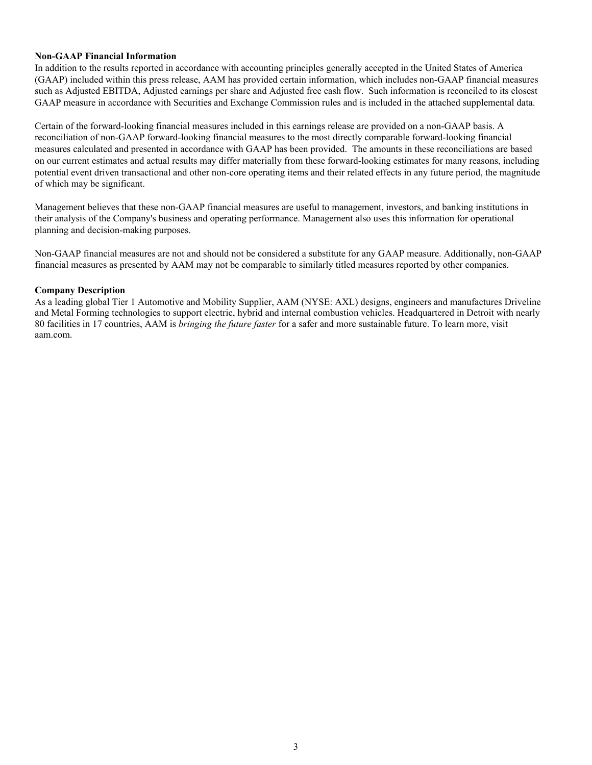**Non-GAAP Financial Information**

In addition to the results reported in accordance with accounting principles generally accepted in the United States of America (GAAP) included within this press release, AAM has provided certain information, which includes non-GAAP financial measures such as Adjusted EBITDA, Adjusted earnings per share and Adjusted free cash flow. Such information is reconciled to its closest GAAP measure in accordance with Securities and Exchange Commission rules and is included in the attached supplemental data.

Certain of the forward-looking financial measures included in this earnings release are provided on a non-GAAP basis. A reconciliation of non-GAAP forward-looking financial measures to the most directly comparable forward-looking financial measures calculated and presented in accordance with GAAP has been provided. The amounts in these reconciliations are based on our current estimates and actual results may differ materially from these forward-looking estimates for many reasons, including potential event driven transactional and other non-core operating items and their related effects in any future period, the magnitude of which may be significant.

Management believes that these non-GAAP financial measures are useful to management, investors, and banking institutions in their analysis of the Company's business and operating performance. Management also uses this information for operational planning and decision-making purposes.

Non-GAAP financial measures are not and should not be considered a substitute for any GAAP measure. Additionally, non-GAAP financial measures as presented by AAM may not be comparable to similarly titled measures reported by other companies.

**Company Description**

As a leading global Tier 1 Automotive and Mobility Supplier, AAM (NYSE: AXL) designs, engineers and manufactures Driveline and Metal Forming technologies to support electric, hybrid and internal combustion vehicles. Headquartered in Detroit with nearly 80 facilities in 17 countries, AAM is *bringing the future faster* for a safer and more sustainable future. To learn more, visit aam.com.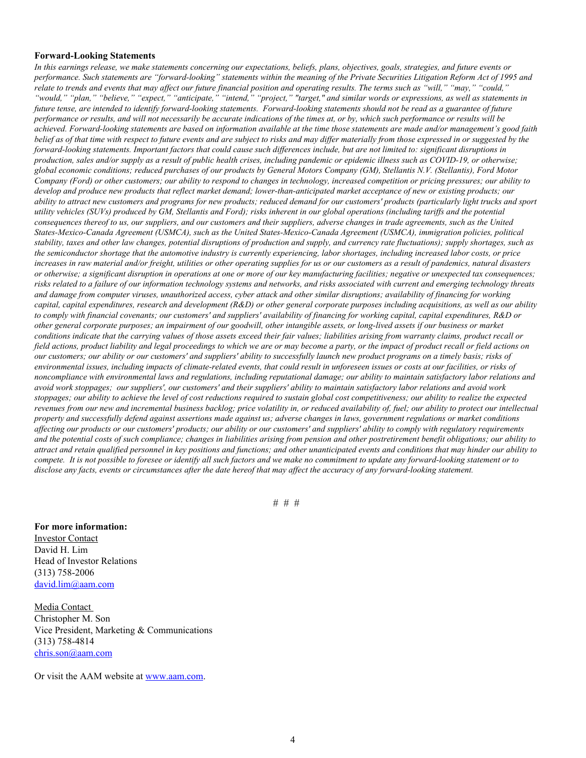**Forward-Looking Statements**

*In this earnings release, we make statements concerning our expectations, beliefs, plans, objectives, goals, strategies, and future events or performance. Such statements are "forward-looking" statements within the meaning of the Private Securities Litigation Reform Act of 1995 and relate to trends and events that may affect our future financial position and operating results. The terms such as "will," "may," "could," "would," "plan," "believe," "expect," "anticipate," "intend," "project," "target," and similar words or expressions, as well as statements in future tense, are intended to identify forward-looking statements. Forward-looking statements should not be read as a guarantee of future performance or results, and will not necessarily be accurate indications of the times at, or by, which such performance or results will be achieved. Forward-looking statements are based on information available at the time those statements are made and/or management's good faith belief as of that time with respect to future events and are subject to risks and may differ materially from those expressed in or suggested by the forward-looking statements. Important factors that could cause such differences include, but are not limited to: significant disruptions in production, sales and/or supply as a result of public health crises, including pandemic or epidemic illness such as COVID-19, or otherwise; global economic conditions; reduced purchases of our products by General Motors Company (GM), Stellantis N.V. (Stellantis), Ford Motor Company (Ford) or other customers; our ability to respond to changes in technology, increased competition or pricing pressures; our ability to develop and produce new products that reflect market demand; lower-than-anticipated market acceptance of new or existing products; our ability to attract new customers and programs for new products; reduced demand for our customers' products (particularly light trucks and sport utility vehicles (SUVs) produced by GM, Stellantis and Ford); risks inherent in our global operations (including tariffs and the potential consequences thereof to us, our suppliers, and our customers and their suppliers, adverse changes in trade agreements, such as the United States-Mexico-Canada Agreement (USMCA), such as the United States-Mexico-Canada Agreement (USMCA), immigration policies, political stability, taxes and other law changes, potential disruptions of production and supply, and currency rate fluctuations); supply shortages, such as the semiconductor shortage that the automotive industry is currently experiencing, labor shortages, including increased labor costs, or price increases in raw material and/or freight, utilities or other operating supplies for us or our customers as a result of pandemics, natural disasters or otherwise; a significant disruption in operations at one or more of our key manufacturing facilities; negative or unexpected tax consequences; risks related to a failure of our information technology systems and networks, and risks associated with current and emerging technology threats and damage from computer viruses, unauthorized access, cyber attack and other similar disruptions; availability of financing for working capital, capital expenditures, research and development (R&D) or other general corporate purposes including acquisitions, as well as our ability to comply with financial covenants; our customers' and suppliers' availability of financing for working capital, capital expenditures, R&D or other general corporate purposes; an impairment of our goodwill, other intangible assets, or long-lived assets if our business or market conditions indicate that the carrying values of those assets exceed their fair values; liabilities arising from warranty claims, product recall or field actions, product liability and legal proceedings to which we are or may become a party, or the impact of product recall or field actions on our customers; our ability or our customers' and suppliers' ability to successfully launch new product programs on a timely basis; risks of environmental issues, including impacts of climate-related events, that could result in unforeseen issues or costs at our facilities, or risks of noncompliance with environmental laws and regulations, including reputational damage; our ability to maintain satisfactory labor relations and avoid work stoppages; our suppliers', our customers' and their suppliers' ability to maintain satisfactory labor relations and avoid work stoppages; our ability to achieve the level of cost reductions required to sustain global cost competitiveness; our ability to realize the expected revenues from our new and incremental business backlog; price volatility in, or reduced availability of, fuel; our ability to protect our intellectual property and successfully defend against assertions made against us; adverse changes in laws, government regulations or market conditions affecting our products or our customers' products; our ability or our customers' and suppliers' ability to comply with regulatory requirements and the potential costs of such compliance; changes in liabilities arising from pension and other postretirement benefit obligations; our ability to attract and retain qualified personnel in key positions and functions; and other unanticipated events and conditions that may hinder our ability to compete. It is not possible to foresee or identify all such factors and we make no commitment to update any forward-looking statement or to disclose any facts, events or circumstances after the date hereof that may affect the accuracy of any forward-looking statement.*

# # #

**For more information:**

Investor Contact
David H. Lim
Head of Investor Relations
(313) 758-2006
david.lim@aam.com

Media Contact
Christopher M. Son
Vice President, Marketing & Communications
(313) 758-4814
chris.son@aam.com

Or visit the AAM website at www.aam.com.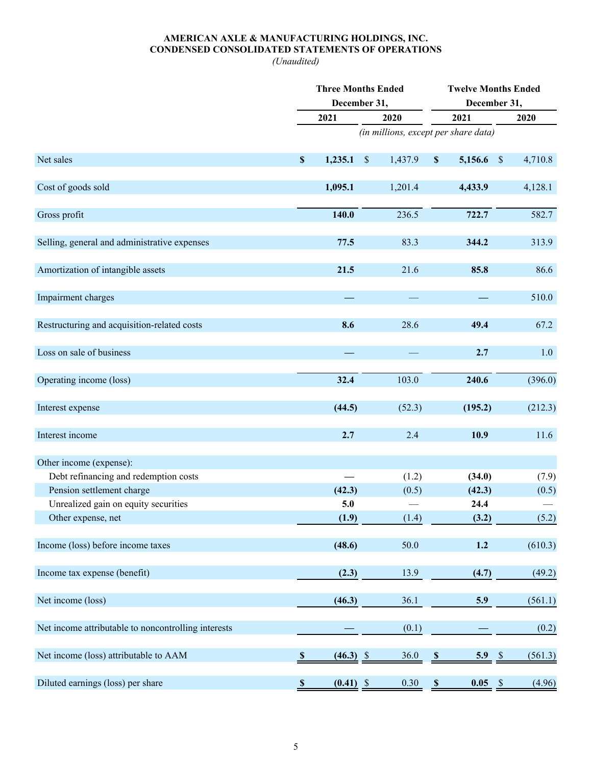# AMERICAN AXLE & MANUFACTURING HOLDINGS, INC.
# CONDENSED CONSOLIDATED STATEMENTS OF OPERATIONS

*(Unaudited)*

| | Three Months Ended December 31, | | Twelve Months Ended December 31, | |
|---|---|---|---|---|
| | **2021** | **2020** | **2021** | **2020** |
| | *(in millions, except per share data)* | | | |
| Net sales | **$ 1,235.1** | $ 1,437.9 | **$ 5,156.6** | $ 4,710.8 |
| Cost of goods sold | **1,095.1** | 1,201.4 | **4,433.9** | 4,128.1 |
| Gross profit | **140.0** | 236.5 | **722.7** | 582.7 |
| Selling, general and administrative expenses | **77.5** | 83.3 | **344.2** | 313.9 |
| Amortization of intangible assets | **21.5** | 21.6 | **85.8** | 86.6 |
| Impairment charges | **—** | — | **—** | 510.0 |
| Restructuring and acquisition-related costs | **8.6** | 28.6 | **49.4** | 67.2 |
| Loss on sale of business | **—** | — | **2.7** | 1.0 |
| Operating income (loss) | **32.4** | 103.0 | **240.6** | (396.0) |
| Interest expense | **(44.5)** | (52.3) | **(195.2)** | (212.3) |
| Interest income | **2.7** | 2.4 | **10.9** | 11.6 |
| Other income (expense): | | | | |
| Debt refinancing and redemption costs | — | (1.2) | **(34.0)** | (7.9) |
| Pension settlement charge | **(42.3)** | (0.5) | **(42.3)** | (0.5) |
| Unrealized gain on equity securities | **5.0** | — | **24.4** | — |
| Other expense, net | **(1.9)** | (1.4) | **(3.2)** | (5.2) |
| Income (loss) before income taxes | **(48.6)** | 50.0 | **1.2** | (610.3) |
| Income tax expense (benefit) | **(2.3)** | 13.9 | **(4.7)** | (49.2) |
| Net income (loss) | **(46.3)** | 36.1 | **5.9** | (561.1) |
| Net income attributable to noncontrolling interests | **—** | (0.1) | **—** | (0.2) |
| Net income (loss) attributable to AAM | **$ (46.3)** | $ 36.0 | **$ 5.9** | $ (561.3) |
| Diluted earnings (loss) per share | **$ (0.41)** | $ 0.30 | **$ 0.05** | $ (4.96) |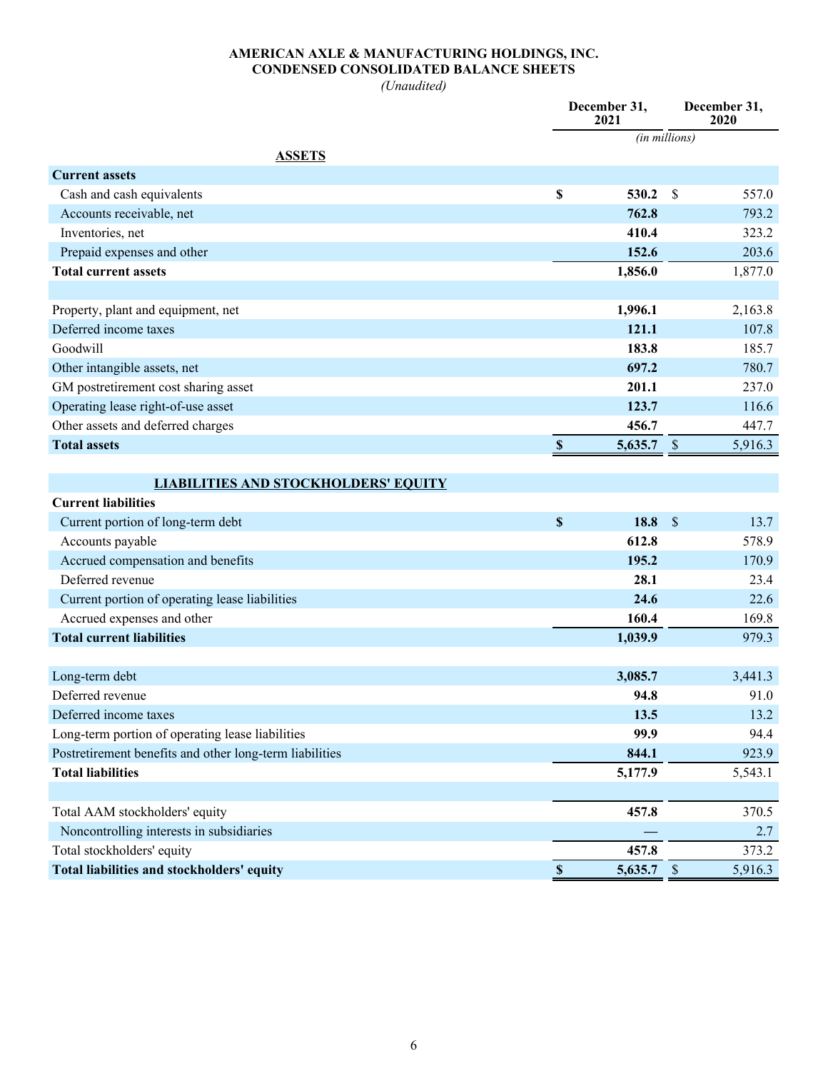# AMERICAN AXLE & MANUFACTURING HOLDINGS, INC.

## CONDENSED CONSOLIDATED BALANCE SHEETS

*(Unaudited)*

| | December 31, 2021 | December 31, 2020 |
|---|---|---|
| | *(in millions)* | |
| **ASSETS** | | |
| **Current assets** | | |
| Cash and cash equivalents | **$ 530.2** | $ 557.0 |
| Accounts receivable, net | **762.8** | 793.2 |
| Inventories, net | **410.4** | 323.2 |
| Prepaid expenses and other | **152.6** | 203.6 |
| **Total current assets** | **1,856.0** | 1,877.0 |
| | | |
| Property, plant and equipment, net | **1,996.1** | 2,163.8 |
| Deferred income taxes | **121.1** | 107.8 |
| Goodwill | **183.8** | 185.7 |
| Other intangible assets, net | **697.2** | 780.7 |
| GM postretirement cost sharing asset | **201.1** | 237.0 |
| Operating lease right-of-use asset | **123.7** | 116.6 |
| Other assets and deferred charges | **456.7** | 447.7 |
| **Total assets** | **$ 5,635.7** | $ 5,916.3 |
| | | |
| **LIABILITIES AND STOCKHOLDERS' EQUITY** | | |
| **Current liabilities** | | |
| Current portion of long-term debt | **$ 18.8** | $ 13.7 |
| Accounts payable | **612.8** | 578.9 |
| Accrued compensation and benefits | **195.2** | 170.9 |
| Deferred revenue | **28.1** | 23.4 |
| Current portion of operating lease liabilities | **24.6** | 22.6 |
| Accrued expenses and other | **160.4** | 169.8 |
| **Total current liabilities** | **1,039.9** | 979.3 |
| | | |
| Long-term debt | **3,085.7** | 3,441.3 |
| Deferred revenue | **94.8** | 91.0 |
| Deferred income taxes | **13.5** | 13.2 |
| Long-term portion of operating lease liabilities | **99.9** | 94.4 |
| Postretirement benefits and other long-term liabilities | **844.1** | 923.9 |
| **Total liabilities** | **5,177.9** | 5,543.1 |
| | | |
| Total AAM stockholders' equity | **457.8** | 370.5 |
| Noncontrolling interests in subsidiaries | **—** | 2.7 |
| Total stockholders' equity | **457.8** | 373.2 |
| **Total liabilities and stockholders' equity** | **$ 5,635.7** | $ 5,916.3 |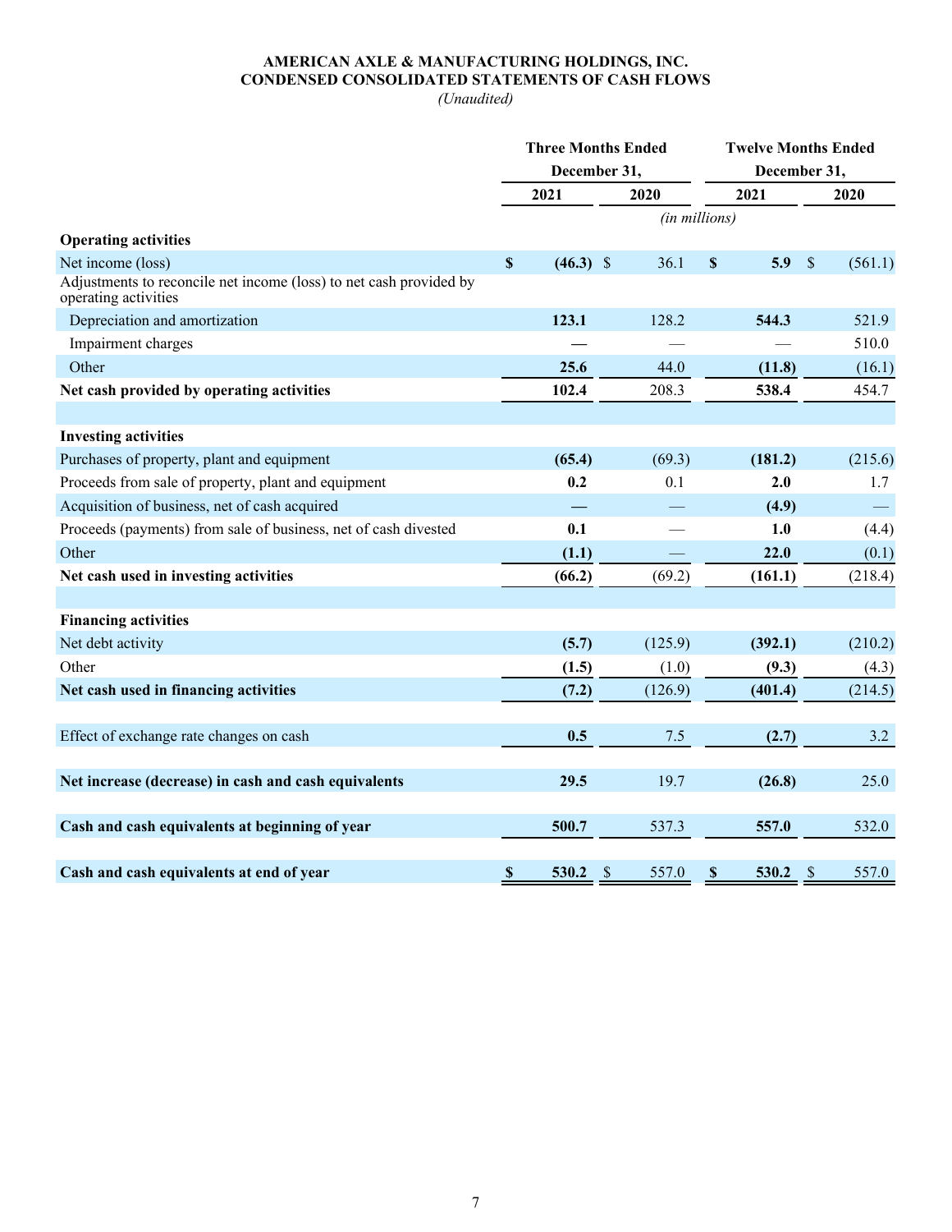# AMERICAN AXLE & MANUFACTURING HOLDINGS, INC.
## CONDENSED CONSOLIDATED STATEMENTS OF CASH FLOWS
*(Unaudited)*

| | Three Months Ended December 31, | | Twelve Months Ended December 31, | |
|---|---|---|---|---|
| | **2021** | **2020** | **2021** | **2020** |
| | *(in millions)* | | | |
| **Operating activities** | | | | |
| Net income (loss) | **$ (46.3)** | $ 36.1 | **$ 5.9** | $ (561.1) |
| Adjustments to reconcile net income (loss) to net cash provided by operating activities | | | | |
| Depreciation and amortization | **123.1** | 128.2 | **544.3** | 521.9 |
| Impairment charges | **—** | — | **—** | 510.0 |
| Other | **25.6** | 44.0 | **(11.8)** | (16.1) |
| **Net cash provided by operating activities** | **102.4** | 208.3 | **538.4** | 454.7 |
| | | | | |
| **Investing activities** | | | | |
| Purchases of property, plant and equipment | **(65.4)** | (69.3) | **(181.2)** | (215.6) |
| Proceeds from sale of property, plant and equipment | **0.2** | 0.1 | **2.0** | 1.7 |
| Acquisition of business, net of cash acquired | **—** | — | **(4.9)** | — |
| Proceeds (payments) from sale of business, net of cash divested | **0.1** | — | **1.0** | (4.4) |
| Other | **(1.1)** | — | **22.0** | (0.1) |
| **Net cash used in investing activities** | **(66.2)** | (69.2) | **(161.1)** | (218.4) |
| | | | | |
| **Financing activities** | | | | |
| Net debt activity | **(5.7)** | (125.9) | **(392.1)** | (210.2) |
| Other | **(1.5)** | (1.0) | **(9.3)** | (4.3) |
| **Net cash used in financing activities** | **(7.2)** | (126.9) | **(401.4)** | (214.5) |
| | | | | |
| Effect of exchange rate changes on cash | **0.5** | 7.5 | **(2.7)** | 3.2 |
| | | | | |
| **Net increase (decrease) in cash and cash equivalents** | **29.5** | 19.7 | **(26.8)** | 25.0 |
| | | | | |
| **Cash and cash equivalents at beginning of year** | **500.7** | 537.3 | **557.0** | 532.0 |
| | | | | |
| **Cash and cash equivalents at end of year** | **$ 530.2** | $ 557.0 | **$ 530.2** | $ 557.0 |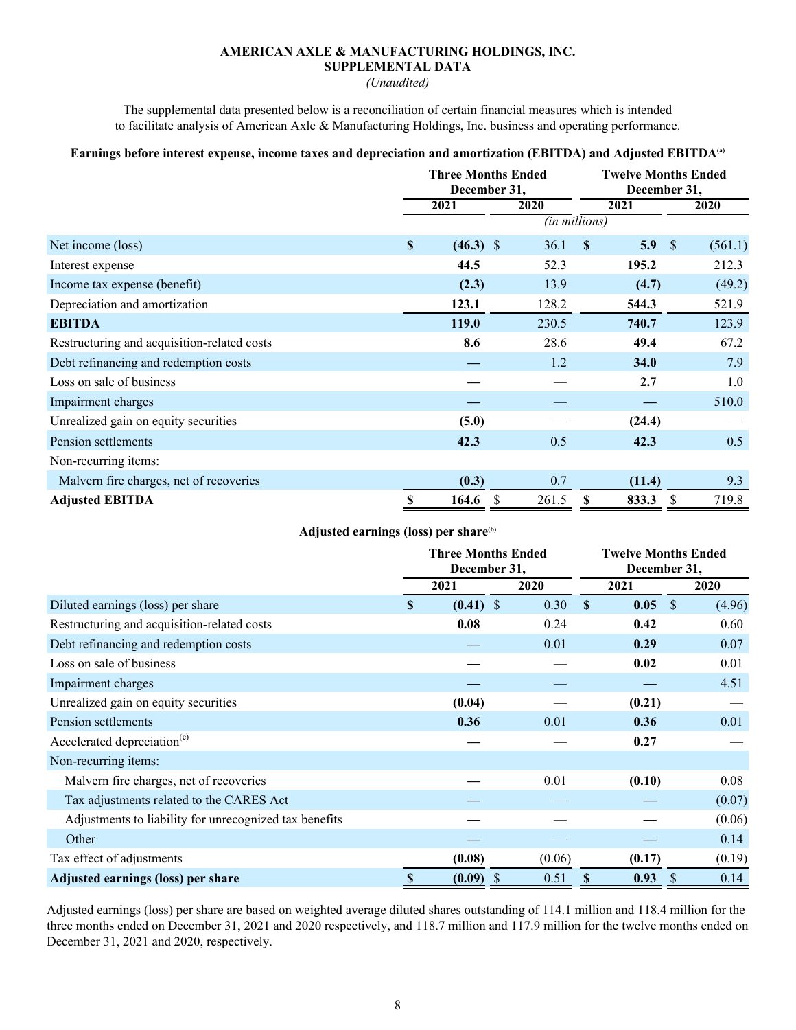**AMERICAN AXLE & MANUFACTURING HOLDINGS, INC.**
**SUPPLEMENTAL DATA**
*(Unaudited)*

The supplemental data presented below is a reconciliation of certain financial measures which is intended to facilitate analysis of American Axle & Manufacturing Holdings, Inc. business and operating performance.

**Earnings before interest expense, income taxes and depreciation and amortization (EBITDA) and Adjusted EBITDA[a]**

| | Three Months Ended December 31, | | Twelve Months Ended December 31, | |
|---|---|---|---|---|
| | 2021 | 2020 | 2021 | 2020 |
| | *(in millions)* | | | |
| Net income (loss) | **$ (46.3)** | $ 36.1 | **$ 5.9** | $ (561.1) |
| Interest expense | **44.5** | 52.3 | **195.2** | 212.3 |
| Income tax expense (benefit) | **(2.3)** | 13.9 | **(4.7)** | (49.2) |
| Depreciation and amortization | **123.1** | 128.2 | **544.3** | 521.9 |
| **EBITDA** | **119.0** | 230.5 | **740.7** | 123.9 |
| Restructuring and acquisition-related costs | **8.6** | 28.6 | **49.4** | 67.2 |
| Debt refinancing and redemption costs | **—** | 1.2 | **34.0** | 7.9 |
| Loss on sale of business | **—** | — | **2.7** | 1.0 |
| Impairment charges | **—** | — | **—** | 510.0 |
| Unrealized gain on equity securities | **(5.0)** | — | **(24.4)** | — |
| Pension settlements | **42.3** | 0.5 | **42.3** | 0.5 |
| Non-recurring items: | | | | |
| Malvern fire charges, net of recoveries | **(0.3)** | 0.7 | **(11.4)** | 9.3 |
| **Adjusted EBITDA** | **$ 164.6** | $ 261.5 | **$ 833.3** | $ 719.8 |

**Adjusted earnings (loss) per share[b]**

| | Three Months Ended December 31, | | Twelve Months Ended December 31, | |
|---|---|---|---|---|
| | 2021 | 2020 | 2021 | 2020 |
| Diluted earnings (loss) per share | **$ (0.41)** | $ 0.30 | **$ 0.05** | $ (4.96) |
| Restructuring and acquisition-related costs | **0.08** | 0.24 | **0.42** | 0.60 |
| Debt refinancing and redemption costs | **—** | 0.01 | **0.29** | 0.07 |
| Loss on sale of business | **—** | — | **0.02** | 0.01 |
| Impairment charges | **—** | — | **—** | 4.51 |
| Unrealized gain on equity securities | **(0.04)** | — | **(0.21)** | — |
| Pension settlements | **0.36** | 0.01 | **0.36** | 0.01 |
| Accelerated depreciation[c] | **—** | — | **0.27** | — |
| Non-recurring items: | | | | |
| Malvern fire charges, net of recoveries | **—** | 0.01 | **(0.10)** | 0.08 |
| Tax adjustments related to the CARES Act | **—** | — | **—** | (0.07) |
| Adjustments to liability for unrecognized tax benefits | **—** | — | **—** | (0.06) |
| Other | **—** | — | **—** | 0.14 |
| Tax effect of adjustments | **(0.08)** | (0.06) | **(0.17)** | (0.19) |
| **Adjusted earnings (loss) per share** | **$ (0.09)** | $ 0.51 | **$ 0.93** | $ 0.14 |

Adjusted earnings (loss) per share are based on weighted average diluted shares outstanding of 114.1 million and 118.4 million for the three months ended on December 31, 2021 and 2020 respectively, and 118.7 million and 117.9 million for the twelve months ended on December 31, 2021 and 2020, respectively.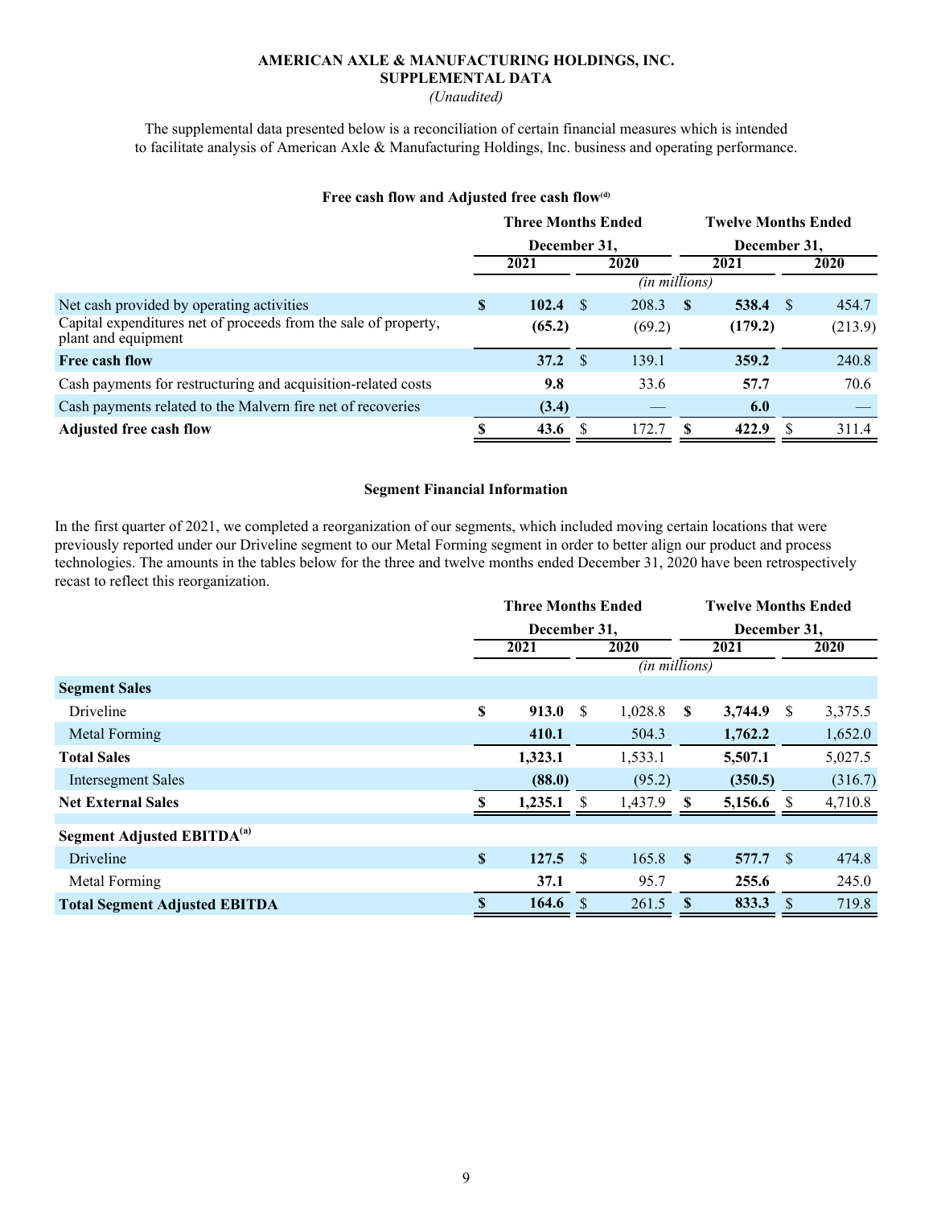**AMERICAN AXLE & MANUFACTURING HOLDINGS, INC.**
**SUPPLEMENTAL DATA**
*(Unaudited)*

The supplemental data presented below is a reconciliation of certain financial measures which is intended to facilitate analysis of American Axle & Manufacturing Holdings, Inc. business and operating performance.

**Free cash flow and Adjusted free cash flow[(d)]**

| | Three Months Ended December 31, | | Twelve Months Ended December 31, | |
|---|---|---|---|---|
| | **2021** | **2020** | **2021** | **2020** |
| | *(in millions)* | | | |
| Net cash provided by operating activities | **$ 102.4** | $ 208.3 | **$ 538.4** | $ 454.7 |
| Capital expenditures net of proceeds from the sale of property, plant and equipment | **(65.2)** | (69.2) | **(179.2)** | (213.9) |
| **Free cash flow** | **37.2** | $ 139.1 | **359.2** | 240.8 |
| Cash payments for restructuring and acquisition-related costs | **9.8** | 33.6 | **57.7** | 70.6 |
| Cash payments related to the Malvern fire net of recoveries | **(3.4)** | — | **6.0** | — |
| **Adjusted free cash flow** | **$ 43.6** | $ 172.7 | **$ 422.9** | $ 311.4 |

**Segment Financial Information**

In the first quarter of 2021, we completed a reorganization of our segments, which included moving certain locations that were previously reported under our Driveline segment to our Metal Forming segment in order to better align our product and process technologies. The amounts in the tables below for the three and twelve months ended December 31, 2020 have been retrospectively recast to reflect this reorganization.

| | Three Months Ended December 31, | | Twelve Months Ended December 31, | |
|---|---|---|---|---|
| | **2021** | **2020** | **2021** | **2020** |
| | *(in millions)* | | | |
| **Segment Sales** | | | | |
| Driveline | **$ 913.0** | $ 1,028.8 | **$ 3,744.9** | $ 3,375.5 |
| Metal Forming | **410.1** | 504.3 | **1,762.2** | 1,652.0 |
| **Total Sales** | **1,323.1** | 1,533.1 | **5,507.1** | 5,027.5 |
| Intersegment Sales | **(88.0)** | (95.2) | **(350.5)** | (316.7) |
| **Net External Sales** | **$ 1,235.1** | $ 1,437.9 | **$ 5,156.6** | $ 4,710.8 |
| | | | | |
| **Segment Adjusted EBITDA[(a)]** | | | | |
| Driveline | **$ 127.5** | $ 165.8 | **$ 577.7** | $ 474.8 |
| Metal Forming | **37.1** | 95.7 | **255.6** | 245.0 |
| **Total Segment Adjusted EBITDA** | **$ 164.6** | $ 261.5 | **$ 833.3** | $ 719.8 |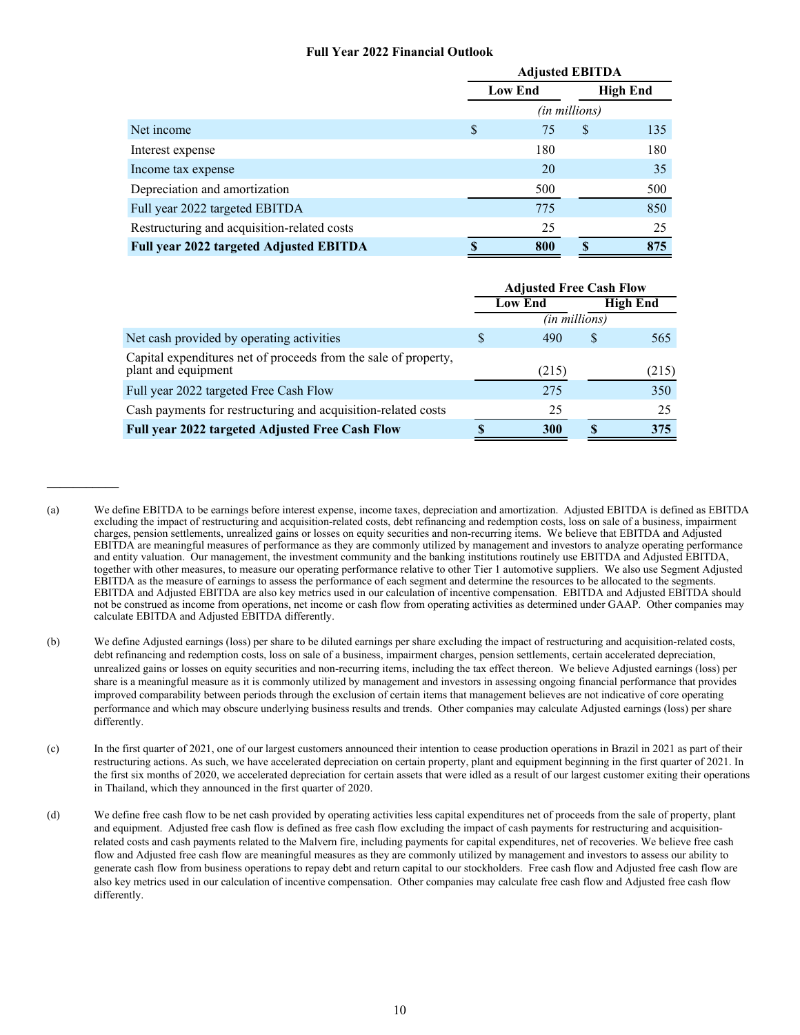**Full Year 2022 Financial Outlook**

| | Adjusted EBITDA | |
|---|---|---|
| | Low End | High End |
| | *(in millions)* | |
| Net income | $ 75 | $ 135 |
| Interest expense | 180 | 180 |
| Income tax expense | 20 | 35 |
| Depreciation and amortization | 500 | 500 |
| Full year 2022 targeted EBITDA | 775 | 850 |
| Restructuring and acquisition-related costs | 25 | 25 |
| **Full year 2022 targeted Adjusted EBITDA** | **$ 800** | **$ 875** |

| | Adjusted Free Cash Flow | |
|---|---|---|
| | Low End | High End |
| | *(in millions)* | |
| Net cash provided by operating activities | $ 490 | $ 565 |
| Capital expenditures net of proceeds from the sale of property, plant and equipment | (215) | (215) |
| Full year 2022 targeted Free Cash Flow | 275 | 350 |
| Cash payments for restructuring and acquisition-related costs | 25 | 25 |
| **Full year 2022 targeted Adjusted Free Cash Flow** | **$ 300** | **$ 375** |

---

(a) We define EBITDA to be earnings before interest expense, income taxes, depreciation and amortization. Adjusted EBITDA is defined as EBITDA excluding the impact of restructuring and acquisition-related costs, debt refinancing and redemption costs, loss on sale of a business, impairment charges, pension settlements, unrealized gains or losses on equity securities and non-recurring items. We believe that EBITDA and Adjusted EBITDA are meaningful measures of performance as they are commonly utilized by management and investors to analyze operating performance and entity valuation. Our management, the investment community and the banking institutions routinely use EBITDA and Adjusted EBITDA, together with other measures, to measure our operating performance relative to other Tier 1 automotive suppliers. We also use Segment Adjusted EBITDA as the measure of earnings to assess the performance of each segment and determine the resources to be allocated to the segments. EBITDA and Adjusted EBITDA are also key metrics used in our calculation of incentive compensation. EBITDA and Adjusted EBITDA should not be construed as income from operations, net income or cash flow from operating activities as determined under GAAP. Other companies may calculate EBITDA and Adjusted EBITDA differently.

(b) We define Adjusted earnings (loss) per share to be diluted earnings per share excluding the impact of restructuring and acquisition-related costs, debt refinancing and redemption costs, loss on sale of a business, impairment charges, pension settlements, certain accelerated depreciation, unrealized gains or losses on equity securities and non-recurring items, including the tax effect thereon. We believe Adjusted earnings (loss) per share is a meaningful measure as it is commonly utilized by management and investors in assessing ongoing financial performance that provides improved comparability between periods through the exclusion of certain items that management believes are not indicative of core operating performance and which may obscure underlying business results and trends. Other companies may calculate Adjusted earnings (loss) per share differently.

(c) In the first quarter of 2021, one of our largest customers announced their intention to cease production operations in Brazil in 2021 as part of their restructuring actions. As such, we have accelerated depreciation on certain property, plant and equipment beginning in the first quarter of 2021. In the first six months of 2020, we accelerated depreciation for certain assets that were idled as a result of our largest customer exiting their operations in Thailand, which they announced in the first quarter of 2020.

(d) We define free cash flow to be net cash provided by operating activities less capital expenditures net of proceeds from the sale of property, plant and equipment. Adjusted free cash flow is defined as free cash flow excluding the impact of cash payments for restructuring and acquisition-related costs and cash payments related to the Malvern fire, including payments for capital expenditures, net of recoveries. We believe free cash flow and Adjusted free cash flow are meaningful measures as they are commonly utilized by management and investors to assess our ability to generate cash flow from business operations to repay debt and return capital to our stockholders. Free cash flow and Adjusted free cash flow are also key metrics used in our calculation of incentive compensation. Other companies may calculate free cash flow and Adjusted free cash flow differently.